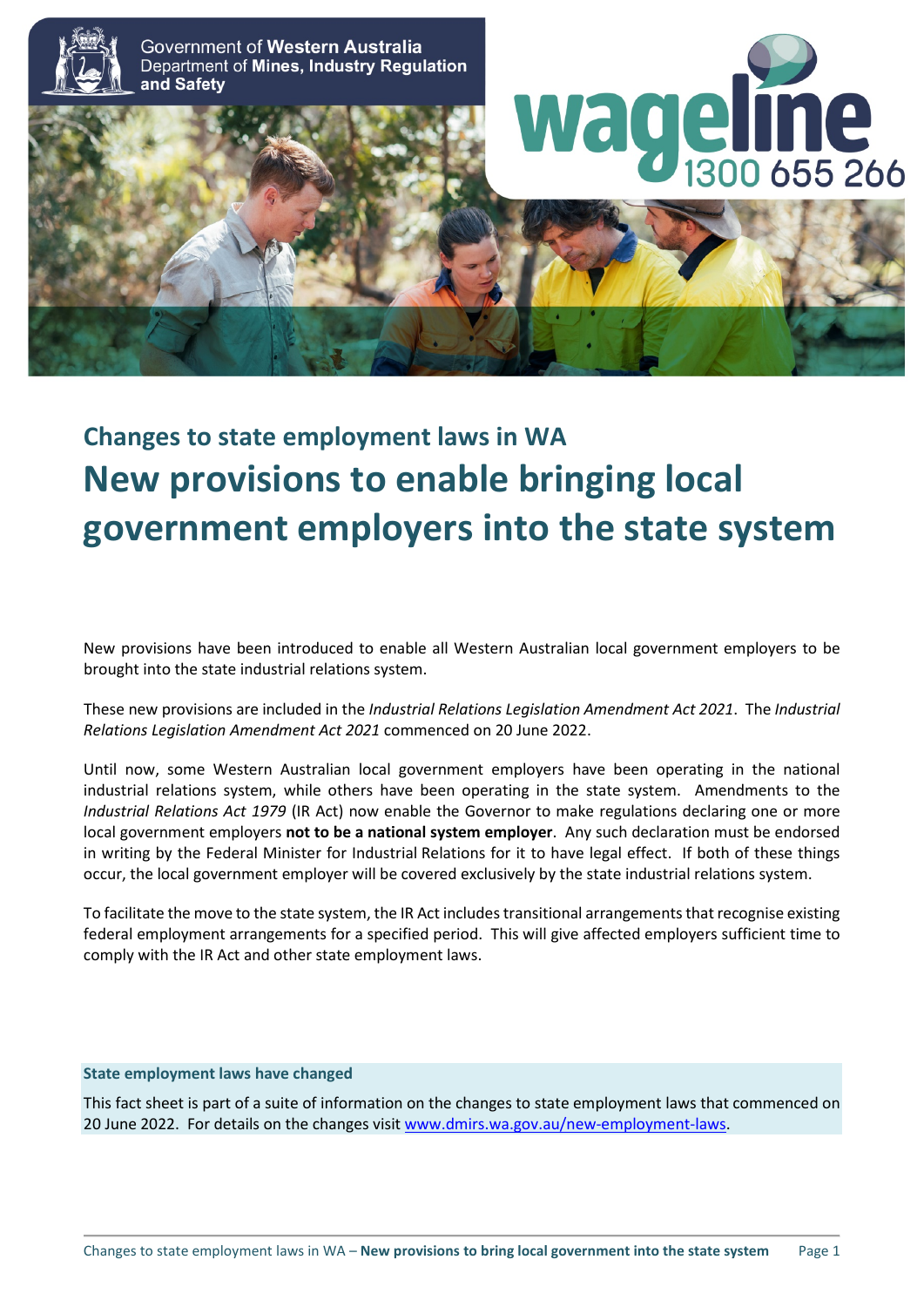Government of **Western Australia**
Department of **Mines, Industry Regulation and Safety**

wageline 1300 655 266

## Changes to state employment laws in WA

# New provisions to enable bringing local government employers into the state system

New provisions have been introduced to enable all Western Australian local government employers to be brought into the state industrial relations system.

These new provisions are included in the *Industrial Relations Legislation Amendment Act 2021*. The *Industrial Relations Legislation Amendment Act 2021* commenced on 20 June 2022.

Until now, some Western Australian local government employers have been operating in the national industrial relations system, while others have been operating in the state system. Amendments to the *Industrial Relations Act 1979* (IR Act) now enable the Governor to make regulations declaring one or more local government employers **not to be a national system employer**. Any such declaration must be endorsed in writing by the Federal Minister for Industrial Relations for it to have legal effect. If both of these things occur, the local government employer will be covered exclusively by the state industrial relations system.

To facilitate the move to the state system, the IR Act includes transitional arrangements that recognise existing federal employment arrangements for a specified period. This will give affected employers sufficient time to comply with the IR Act and other state employment laws.

**State employment laws have changed**

This fact sheet is part of a suite of information on the changes to state employment laws that commenced on 20 June 2022. For details on the changes visit www.dmirs.wa.gov.au/new-employment-laws.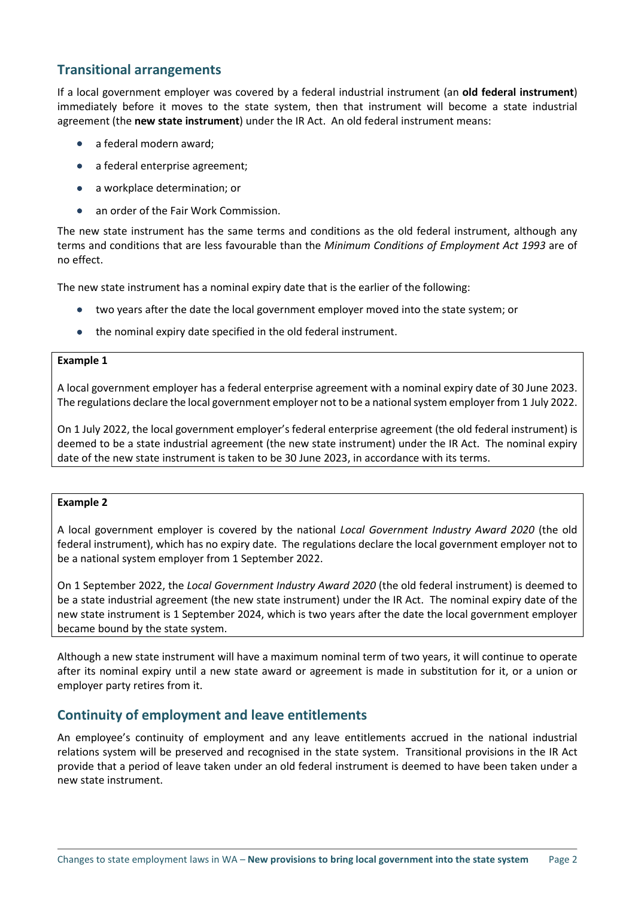## Transitional arrangements

If a local government employer was covered by a federal industrial instrument (an **old federal instrument**) immediately before it moves to the state system, then that instrument will become a state industrial agreement (the **new state instrument**) under the IR Act. An old federal instrument means:

- a federal modern award;
- a federal enterprise agreement;
- a workplace determination; or
- an order of the Fair Work Commission.

The new state instrument has the same terms and conditions as the old federal instrument, although any terms and conditions that are less favourable than the *Minimum Conditions of Employment Act 1993* are of no effect.

The new state instrument has a nominal expiry date that is the earlier of the following:

- two years after the date the local government employer moved into the state system; or
- the nominal expiry date specified in the old federal instrument.

> **Example 1**
>
> A local government employer has a federal enterprise agreement with a nominal expiry date of 30 June 2023. The regulations declare the local government employer not to be a national system employer from 1 July 2022.
>
> On 1 July 2022, the local government employer's federal enterprise agreement (the old federal instrument) is deemed to be a state industrial agreement (the new state instrument) under the IR Act. The nominal expiry date of the new state instrument is taken to be 30 June 2023, in accordance with its terms.

> **Example 2**
>
> A local government employer is covered by the national *Local Government Industry Award 2020* (the old federal instrument), which has no expiry date. The regulations declare the local government employer not to be a national system employer from 1 September 2022.
>
> On 1 September 2022, the *Local Government Industry Award 2020* (the old federal instrument) is deemed to be a state industrial agreement (the new state instrument) under the IR Act. The nominal expiry date of the new state instrument is 1 September 2024, which is two years after the date the local government employer became bound by the state system.

Although a new state instrument will have a maximum nominal term of two years, it will continue to operate after its nominal expiry until a new state award or agreement is made in substitution for it, or a union or employer party retires from it.

## Continuity of employment and leave entitlements

An employee's continuity of employment and any leave entitlements accrued in the national industrial relations system will be preserved and recognised in the state system. Transitional provisions in the IR Act provide that a period of leave taken under an old federal instrument is deemed to have been taken under a new state instrument.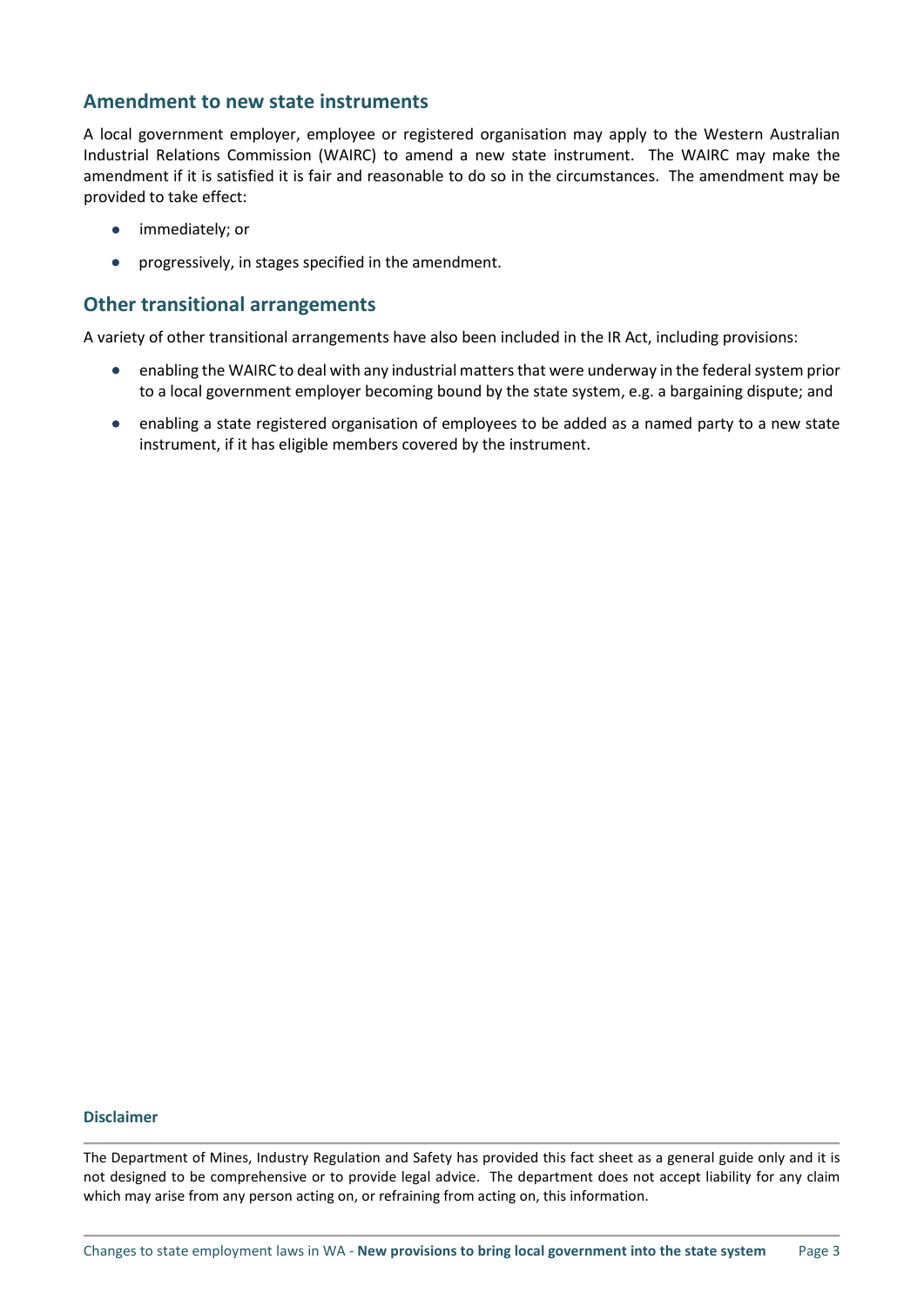## Amendment to new state instruments

A local government employer, employee or registered organisation may apply to the Western Australian Industrial Relations Commission (WAIRC) to amend a new state instrument. The WAIRC may make the amendment if it is satisfied it is fair and reasonable to do so in the circumstances. The amendment may be provided to take effect:

- immediately; or
- progressively, in stages specified in the amendment.

## Other transitional arrangements

A variety of other transitional arrangements have also been included in the IR Act, including provisions:

- enabling the WAIRC to deal with any industrial matters that were underway in the federal system prior to a local government employer becoming bound by the state system, e.g. a bargaining dispute; and
- enabling a state registered organisation of employees to be added as a named party to a new state instrument, if it has eligible members covered by the instrument.

### Disclaimer

The Department of Mines, Industry Regulation and Safety has provided this fact sheet as a general guide only and it is not designed to be comprehensive or to provide legal advice. The department does not accept liability for any claim which may arise from any person acting on, or refraining from acting on, this information.